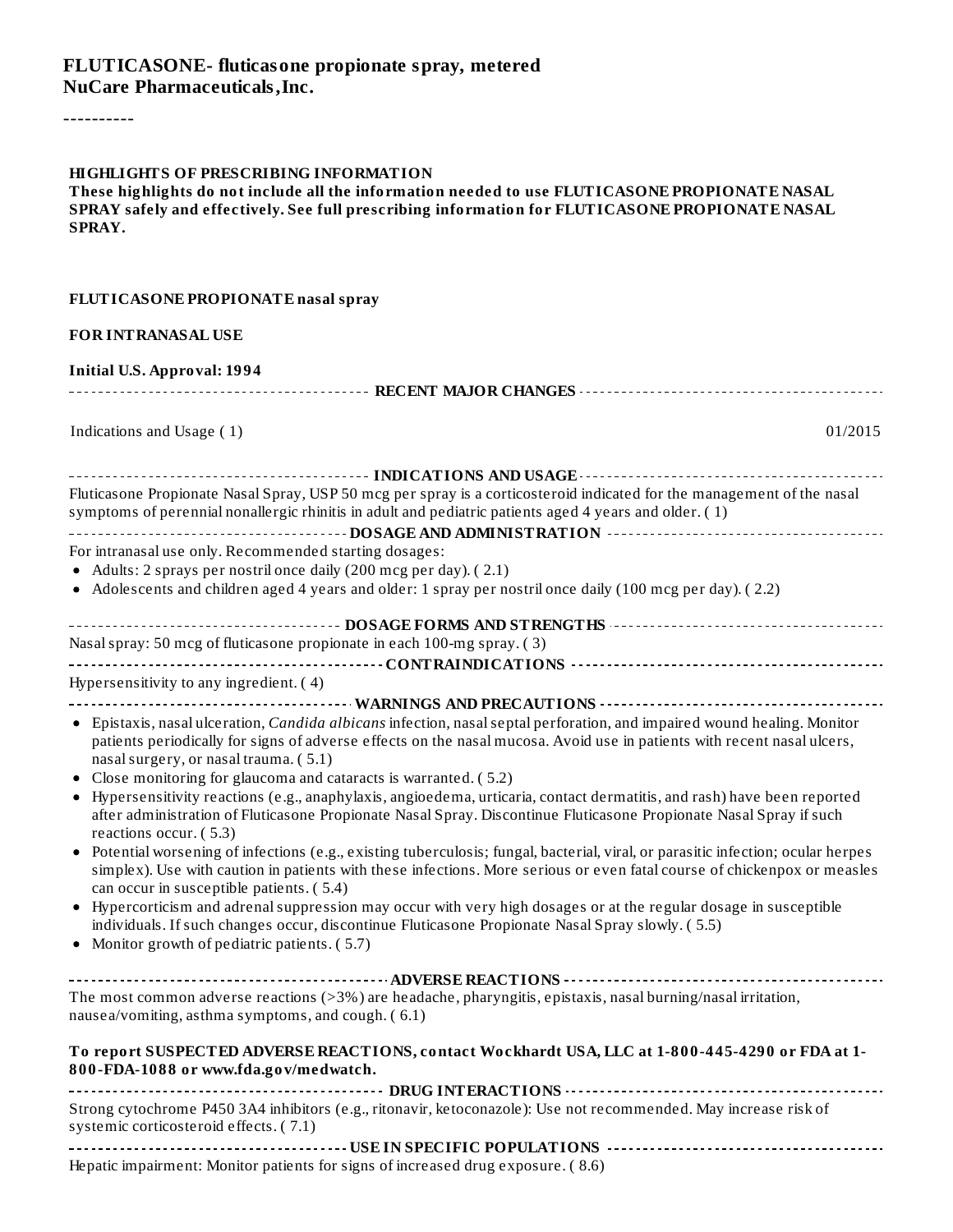**FLUTICASONE- fluticasone propionate spray, metered**
**NuCare Pharmaceuticals,Inc.**

----------

**HIGHLIGHTS OF PRESCRIBING INFORMATION**
**These highlights do not include all the information needed to use FLUTICASONE PROPIONATE NASAL SPRAY safely and effectively. See full prescribing information for FLUTICASONE PROPIONATE NASAL SPRAY.**

**FLUTICASONE PROPIONATE nasal spray**

**FOR INTRANASAL USE**

**Initial U.S. Approval: 1994**

**RECENT MAJOR CHANGES**

| | |
|---|---|
| Indications and Usage ( 1) | 01/2015 |

**INDICATIONS AND USAGE**

Fluticasone Propionate Nasal Spray, USP 50 mcg per spray is a corticosteroid indicated for the management of the nasal symptoms of perennial nonallergic rhinitis in adult and pediatric patients aged 4 years and older. ( 1)

**DOSAGE AND ADMINISTRATION**

For intranasal use only. Recommended starting dosages:

- Adults: 2 sprays per nostril once daily (200 mcg per day). ( 2.1)
- Adolescents and children aged 4 years and older: 1 spray per nostril once daily (100 mcg per day). ( 2.2)

**DOSAGE FORMS AND STRENGTHS**

Nasal spray: 50 mcg of fluticasone propionate in each 100-mg spray. ( 3)

**CONTRAINDICATIONS**

Hypersensitivity to any ingredient. ( 4)

**WARNINGS AND PRECAUTIONS**

- Epistaxis, nasal ulceration, *Candida albicans* infection, nasal septal perforation, and impaired wound healing. Monitor patients periodically for signs of adverse effects on the nasal mucosa. Avoid use in patients with recent nasal ulcers, nasal surgery, or nasal trauma. ( 5.1)
- Close monitoring for glaucoma and cataracts is warranted. ( 5.2)
- Hypersensitivity reactions (e.g., anaphylaxis, angioedema, urticaria, contact dermatitis, and rash) have been reported after administration of Fluticasone Propionate Nasal Spray. Discontinue Fluticasone Propionate Nasal Spray if such reactions occur. ( 5.3)
- Potential worsening of infections (e.g., existing tuberculosis; fungal, bacterial, viral, or parasitic infection; ocular herpes simplex). Use with caution in patients with these infections. More serious or even fatal course of chickenpox or measles can occur in susceptible patients. ( 5.4)
- Hypercorticism and adrenal suppression may occur with very high dosages or at the regular dosage in susceptible individuals. If such changes occur, discontinue Fluticasone Propionate Nasal Spray slowly. ( 5.5)
- Monitor growth of pediatric patients. ( 5.7)

**ADVERSE REACTIONS**

The most common adverse reactions (>3%) are headache, pharyngitis, epistaxis, nasal burning/nasal irritation, nausea/vomiting, asthma symptoms, and cough. ( 6.1)

**To report SUSPECTED ADVERSE REACTIONS, contact Wockhardt USA, LLC at 1-800-445-4290 or FDA at 1-800-FDA-1088 or www.fda.gov/medwatch.**

**DRUG INTERACTIONS**

Strong cytochrome P450 3A4 inhibitors (e.g., ritonavir, ketoconazole): Use not recommended. May increase risk of systemic corticosteroid effects. ( 7.1)

**USE IN SPECIFIC POPULATIONS**

Hepatic impairment: Monitor patients for signs of increased drug exposure. ( 8.6)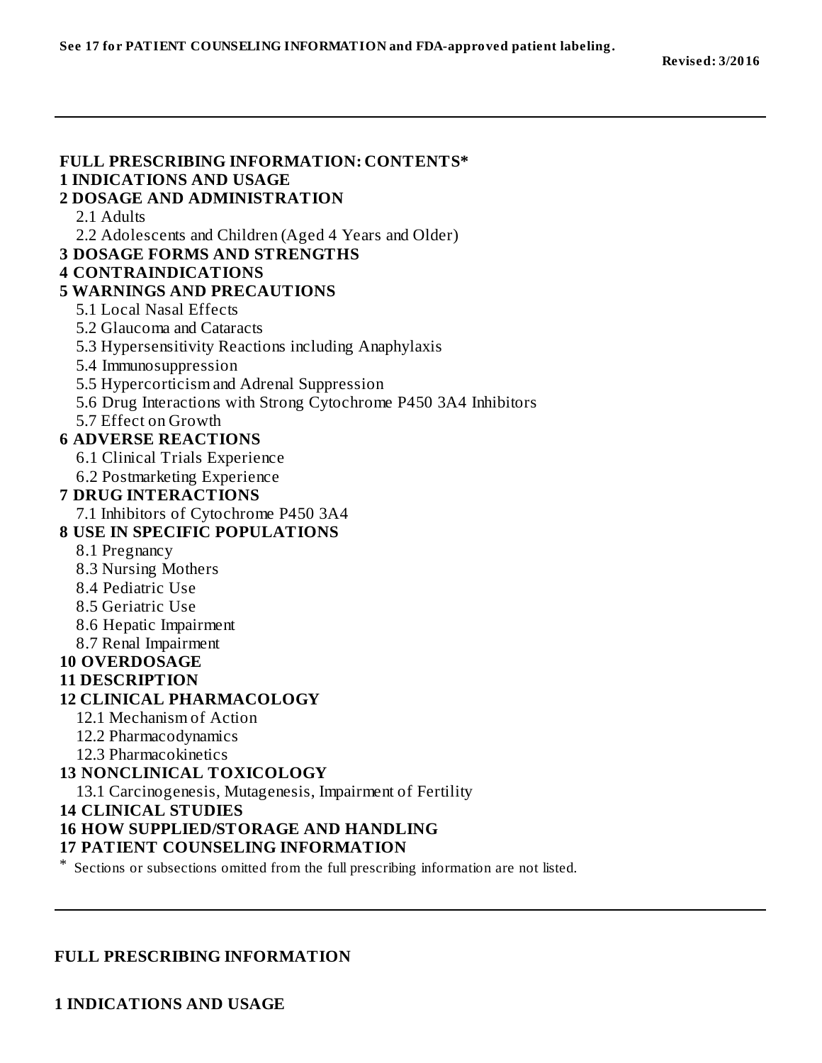**See 17 for PATIENT COUNSELING INFORMATION and FDA-approved patient labeling.**

**Revised: 3/2016**

---

**FULL PRESCRIBING INFORMATION: CONTENTS***

**1 INDICATIONS AND USAGE**

**2 DOSAGE AND ADMINISTRATION**

- 2.1 Adults
- 2.2 Adolescents and Children (Aged 4 Years and Older)

**3 DOSAGE FORMS AND STRENGTHS**

**4 CONTRAINDICATIONS**

**5 WARNINGS AND PRECAUTIONS**

- 5.1 Local Nasal Effects
- 5.2 Glaucoma and Cataracts
- 5.3 Hypersensitivity Reactions including Anaphylaxis
- 5.4 Immunosuppression
- 5.5 Hypercorticism and Adrenal Suppression
- 5.6 Drug Interactions with Strong Cytochrome P450 3A4 Inhibitors
- 5.7 Effect on Growth

**6 ADVERSE REACTIONS**

- 6.1 Clinical Trials Experience
- 6.2 Postmarketing Experience

**7 DRUG INTERACTIONS**

- 7.1 Inhibitors of Cytochrome P450 3A4

**8 USE IN SPECIFIC POPULATIONS**

- 8.1 Pregnancy
- 8.3 Nursing Mothers
- 8.4 Pediatric Use
- 8.5 Geriatric Use
- 8.6 Hepatic Impairment
- 8.7 Renal Impairment

**10 OVERDOSAGE**

**11 DESCRIPTION**

**12 CLINICAL PHARMACOLOGY**

- 12.1 Mechanism of Action
- 12.2 Pharmacodynamics
- 12.3 Pharmacokinetics

**13 NONCLINICAL TOXICOLOGY**

- 13.1 Carcinogenesis, Mutagenesis, Impairment of Fertility

**14 CLINICAL STUDIES**

**16 HOW SUPPLIED/STORAGE AND HANDLING**

**17 PATIENT COUNSELING INFORMATION**

\* Sections or subsections omitted from the full prescribing information are not listed.

---

## FULL PRESCRIBING INFORMATION

## 1 INDICATIONS AND USAGE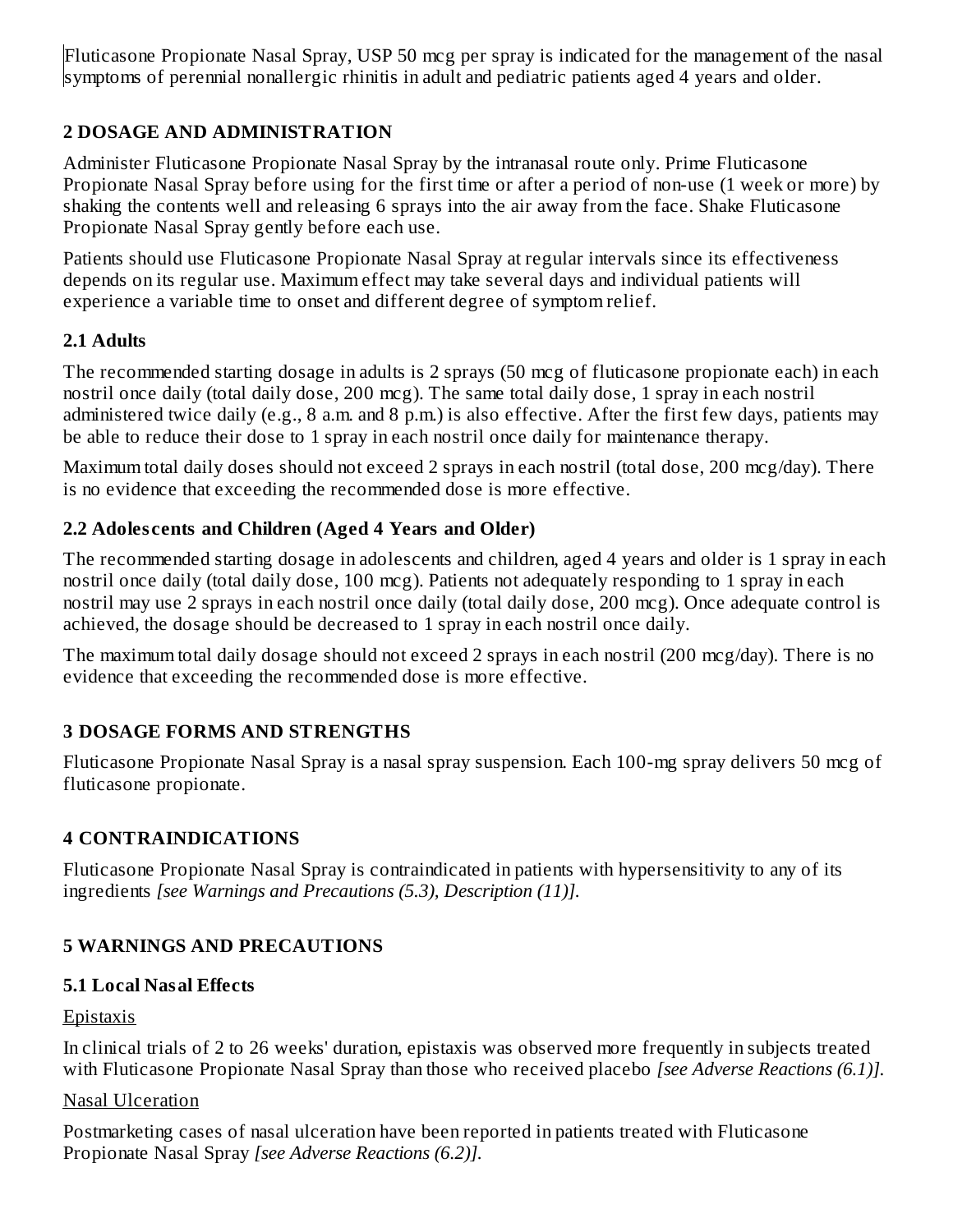Fluticasone Propionate Nasal Spray, USP 50 mcg per spray is indicated for the management of the nasal symptoms of perennial nonallergic rhinitis in adult and pediatric patients aged 4 years and older.

## 2 DOSAGE AND ADMINISTRATION

Administer Fluticasone Propionate Nasal Spray by the intranasal route only. Prime Fluticasone Propionate Nasal Spray before using for the first time or after a period of non-use (1 week or more) by shaking the contents well and releasing 6 sprays into the air away from the face. Shake Fluticasone Propionate Nasal Spray gently before each use.

Patients should use Fluticasone Propionate Nasal Spray at regular intervals since its effectiveness depends on its regular use. Maximum effect may take several days and individual patients will experience a variable time to onset and different degree of symptom relief.

### 2.1 Adults

The recommended starting dosage in adults is 2 sprays (50 mcg of fluticasone propionate each) in each nostril once daily (total daily dose, 200 mcg). The same total daily dose, 1 spray in each nostril administered twice daily (e.g., 8 a.m. and 8 p.m.) is also effective. After the first few days, patients may be able to reduce their dose to 1 spray in each nostril once daily for maintenance therapy.

Maximum total daily doses should not exceed 2 sprays in each nostril (total dose, 200 mcg/day). There is no evidence that exceeding the recommended dose is more effective.

### 2.2 Adolescents and Children (Aged 4 Years and Older)

The recommended starting dosage in adolescents and children, aged 4 years and older is 1 spray in each nostril once daily (total daily dose, 100 mcg). Patients not adequately responding to 1 spray in each nostril may use 2 sprays in each nostril once daily (total daily dose, 200 mcg). Once adequate control is achieved, the dosage should be decreased to 1 spray in each nostril once daily.

The maximum total daily dosage should not exceed 2 sprays in each nostril (200 mcg/day). There is no evidence that exceeding the recommended dose is more effective.

## 3 DOSAGE FORMS AND STRENGTHS

Fluticasone Propionate Nasal Spray is a nasal spray suspension. Each 100-mg spray delivers 50 mcg of fluticasone propionate.

## 4 CONTRAINDICATIONS

Fluticasone Propionate Nasal Spray is contraindicated in patients with hypersensitivity to any of its ingredients *[see Warnings and Precautions (5.3), Description (11)].*

## 5 WARNINGS AND PRECAUTIONS

### 5.1 Local Nasal Effects

Epistaxis

In clinical trials of 2 to 26 weeks' duration, epistaxis was observed more frequently in subjects treated with Fluticasone Propionate Nasal Spray than those who received placebo *[see Adverse Reactions (6.1)].*

Nasal Ulceration

Postmarketing cases of nasal ulceration have been reported in patients treated with Fluticasone Propionate Nasal Spray *[see Adverse Reactions (6.2)].*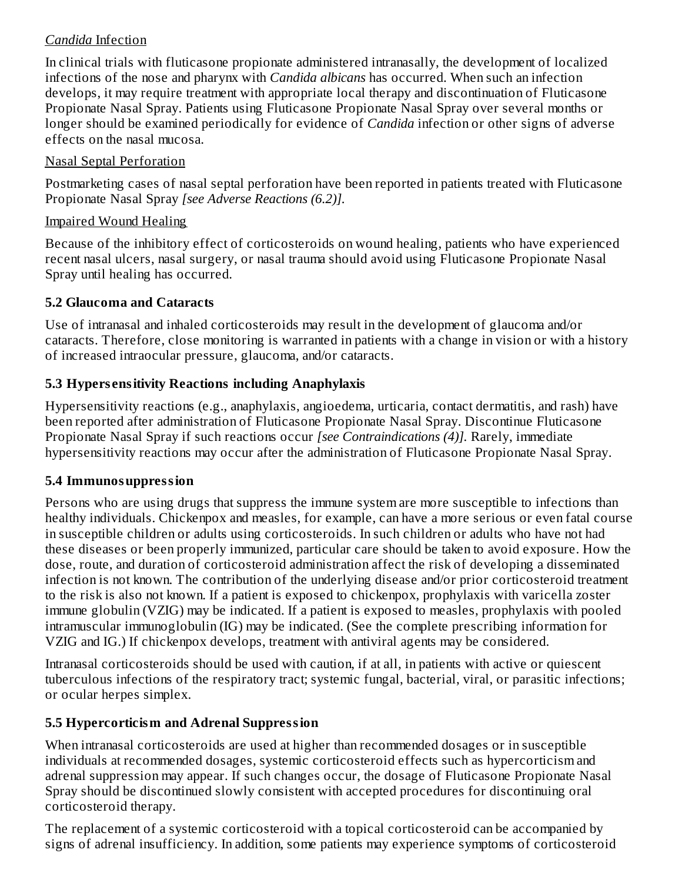*Candida* Infection

In clinical trials with fluticasone propionate administered intranasally, the development of localized infections of the nose and pharynx with *Candida albicans* has occurred. When such an infection develops, it may require treatment with appropriate local therapy and discontinuation of Fluticasone Propionate Nasal Spray. Patients using Fluticasone Propionate Nasal Spray over several months or longer should be examined periodically for evidence of *Candida* infection or other signs of adverse effects on the nasal mucosa.

Nasal Septal Perforation

Postmarketing cases of nasal septal perforation have been reported in patients treated with Fluticasone Propionate Nasal Spray *[see Adverse Reactions (6.2)].*

Impaired Wound Healing

Because of the inhibitory effect of corticosteroids on wound healing, patients who have experienced recent nasal ulcers, nasal surgery, or nasal trauma should avoid using Fluticasone Propionate Nasal Spray until healing has occurred.

### 5.2 Glaucoma and Cataracts

Use of intranasal and inhaled corticosteroids may result in the development of glaucoma and/or cataracts. Therefore, close monitoring is warranted in patients with a change in vision or with a history of increased intraocular pressure, glaucoma, and/or cataracts.

### 5.3 Hypersensitivity Reactions including Anaphylaxis

Hypersensitivity reactions (e.g., anaphylaxis, angioedema, urticaria, contact dermatitis, and rash) have been reported after administration of Fluticasone Propionate Nasal Spray. Discontinue Fluticasone Propionate Nasal Spray if such reactions occur *[see Contraindications (4)].* Rarely, immediate hypersensitivity reactions may occur after the administration of Fluticasone Propionate Nasal Spray.

### 5.4 Immunosuppression

Persons who are using drugs that suppress the immune system are more susceptible to infections than healthy individuals. Chickenpox and measles, for example, can have a more serious or even fatal course in susceptible children or adults using corticosteroids. In such children or adults who have not had these diseases or been properly immunized, particular care should be taken to avoid exposure. How the dose, route, and duration of corticosteroid administration affect the risk of developing a disseminated infection is not known. The contribution of the underlying disease and/or prior corticosteroid treatment to the risk is also not known. If a patient is exposed to chickenpox, prophylaxis with varicella zoster immune globulin (VZIG) may be indicated. If a patient is exposed to measles, prophylaxis with pooled intramuscular immunoglobulin (IG) may be indicated. (See the complete prescribing information for VZIG and IG.) If chickenpox develops, treatment with antiviral agents may be considered.

Intranasal corticosteroids should be used with caution, if at all, in patients with active or quiescent tuberculous infections of the respiratory tract; systemic fungal, bacterial, viral, or parasitic infections; or ocular herpes simplex.

### 5.5 Hypercorticism and Adrenal Suppression

When intranasal corticosteroids are used at higher than recommended dosages or in susceptible individuals at recommended dosages, systemic corticosteroid effects such as hypercorticism and adrenal suppression may appear. If such changes occur, the dosage of Fluticasone Propionate Nasal Spray should be discontinued slowly consistent with accepted procedures for discontinuing oral corticosteroid therapy.

The replacement of a systemic corticosteroid with a topical corticosteroid can be accompanied by signs of adrenal insufficiency. In addition, some patients may experience symptoms of corticosteroid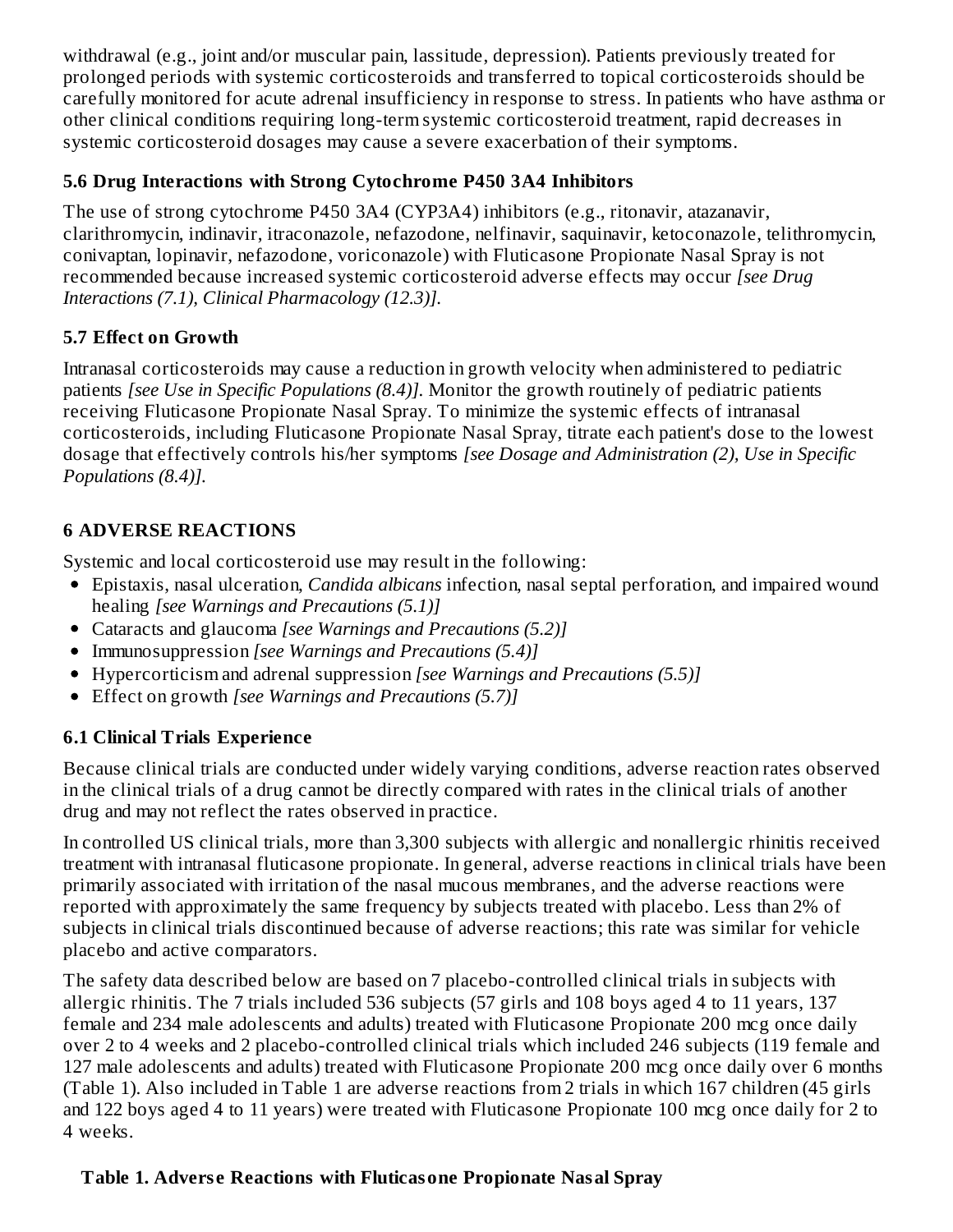withdrawal (e.g., joint and/or muscular pain, lassitude, depression). Patients previously treated for prolonged periods with systemic corticosteroids and transferred to topical corticosteroids should be carefully monitored for acute adrenal insufficiency in response to stress. In patients who have asthma or other clinical conditions requiring long-term systemic corticosteroid treatment, rapid decreases in systemic corticosteroid dosages may cause a severe exacerbation of their symptoms.

### 5.6 Drug Interactions with Strong Cytochrome P450 3A4 Inhibitors

The use of strong cytochrome P450 3A4 (CYP3A4) inhibitors (e.g., ritonavir, atazanavir, clarithromycin, indinavir, itraconazole, nefazodone, nelfinavir, saquinavir, ketoconazole, telithromycin, conivaptan, lopinavir, nefazodone, voriconazole) with Fluticasone Propionate Nasal Spray is not recommended because increased systemic corticosteroid adverse effects may occur *[see Drug Interactions (7.1), Clinical Pharmacology (12.3)].*

### 5.7 Effect on Growth

Intranasal corticosteroids may cause a reduction in growth velocity when administered to pediatric patients *[see Use in Specific Populations (8.4)].* Monitor the growth routinely of pediatric patients receiving Fluticasone Propionate Nasal Spray. To minimize the systemic effects of intranasal corticosteroids, including Fluticasone Propionate Nasal Spray, titrate each patient's dose to the lowest dosage that effectively controls his/her symptoms *[see Dosage and Administration (2), Use in Specific Populations (8.4)].*

## 6 ADVERSE REACTIONS

Systemic and local corticosteroid use may result in the following:

- Epistaxis, nasal ulceration, *Candida albicans* infection, nasal septal perforation, and impaired wound healing *[see Warnings and Precautions (5.1)]*
- Cataracts and glaucoma *[see Warnings and Precautions (5.2)]*
- Immunosuppression *[see Warnings and Precautions (5.4)]*
- Hypercorticism and adrenal suppression *[see Warnings and Precautions (5.5)]*
- Effect on growth *[see Warnings and Precautions (5.7)]*

### 6.1 Clinical Trials Experience

Because clinical trials are conducted under widely varying conditions, adverse reaction rates observed in the clinical trials of a drug cannot be directly compared with rates in the clinical trials of another drug and may not reflect the rates observed in practice.

In controlled US clinical trials, more than 3,300 subjects with allergic and nonallergic rhinitis received treatment with intranasal fluticasone propionate. In general, adverse reactions in clinical trials have been primarily associated with irritation of the nasal mucous membranes, and the adverse reactions were reported with approximately the same frequency by subjects treated with placebo. Less than 2% of subjects in clinical trials discontinued because of adverse reactions; this rate was similar for vehicle placebo and active comparators.

The safety data described below are based on 7 placebo-controlled clinical trials in subjects with allergic rhinitis. The 7 trials included 536 subjects (57 girls and 108 boys aged 4 to 11 years, 137 female and 234 male adolescents and adults) treated with Fluticasone Propionate 200 mcg once daily over 2 to 4 weeks and 2 placebo-controlled clinical trials which included 246 subjects (119 female and 127 male adolescents and adults) treated with Fluticasone Propionate 200 mcg once daily over 6 months (Table 1). Also included in Table 1 are adverse reactions from 2 trials in which 167 children (45 girls and 122 boys aged 4 to 11 years) were treated with Fluticasone Propionate 100 mcg once daily for 2 to 4 weeks.

**Table 1. Adverse Reactions with Fluticasone Propionate Nasal Spray**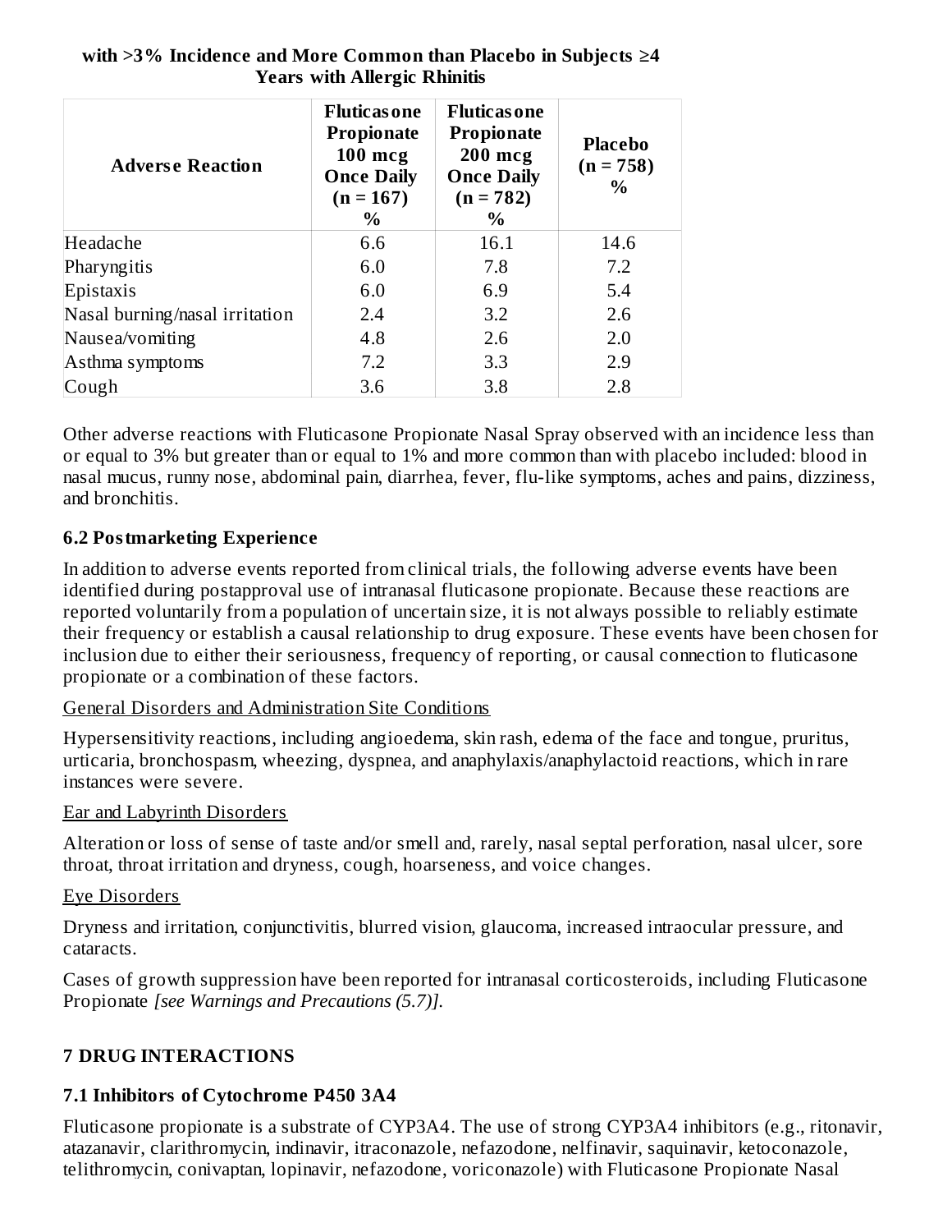**with >3% Incidence and More Common than Placebo in Subjects ≥4 Years with Allergic Rhinitis**

| Adverse Reaction | Fluticasone Propionate 100 mcg Once Daily (n = 167) % | Fluticasone Propionate 200 mcg Once Daily (n = 782) % | Placebo (n = 758) % |
|---|---|---|---|
| Headache | 6.6 | 16.1 | 14.6 |
| Pharyngitis | 6.0 | 7.8 | 7.2 |
| Epistaxis | 6.0 | 6.9 | 5.4 |
| Nasal burning/nasal irritation | 2.4 | 3.2 | 2.6 |
| Nausea/vomiting | 4.8 | 2.6 | 2.0 |
| Asthma symptoms | 7.2 | 3.3 | 2.9 |
| Cough | 3.6 | 3.8 | 2.8 |

Other adverse reactions with Fluticasone Propionate Nasal Spray observed with an incidence less than or equal to 3% but greater than or equal to 1% and more common than with placebo included: blood in nasal mucus, runny nose, abdominal pain, diarrhea, fever, flu-like symptoms, aches and pains, dizziness, and bronchitis.

### 6.2 Postmarketing Experience

In addition to adverse events reported from clinical trials, the following adverse events have been identified during postapproval use of intranasal fluticasone propionate. Because these reactions are reported voluntarily from a population of uncertain size, it is not always possible to reliably estimate their frequency or establish a causal relationship to drug exposure. These events have been chosen for inclusion due to either their seriousness, frequency of reporting, or causal connection to fluticasone propionate or a combination of these factors.

General Disorders and Administration Site Conditions

Hypersensitivity reactions, including angioedema, skin rash, edema of the face and tongue, pruritus, urticaria, bronchospasm, wheezing, dyspnea, and anaphylaxis/anaphylactoid reactions, which in rare instances were severe.

Ear and Labyrinth Disorders

Alteration or loss of sense of taste and/or smell and, rarely, nasal septal perforation, nasal ulcer, sore throat, throat irritation and dryness, cough, hoarseness, and voice changes.

Eye Disorders

Dryness and irritation, conjunctivitis, blurred vision, glaucoma, increased intraocular pressure, and cataracts.

Cases of growth suppression have been reported for intranasal corticosteroids, including Fluticasone Propionate *[see Warnings and Precautions (5.7)]*.

## 7 DRUG INTERACTIONS

### 7.1 Inhibitors of Cytochrome P450 3A4

Fluticasone propionate is a substrate of CYP3A4. The use of strong CYP3A4 inhibitors (e.g., ritonavir, atazanavir, clarithromycin, indinavir, itraconazole, nefazodone, nelfinavir, saquinavir, ketoconazole, telithromycin, conivaptan, lopinavir, nefazodone, voriconazole) with Fluticasone Propionate Nasal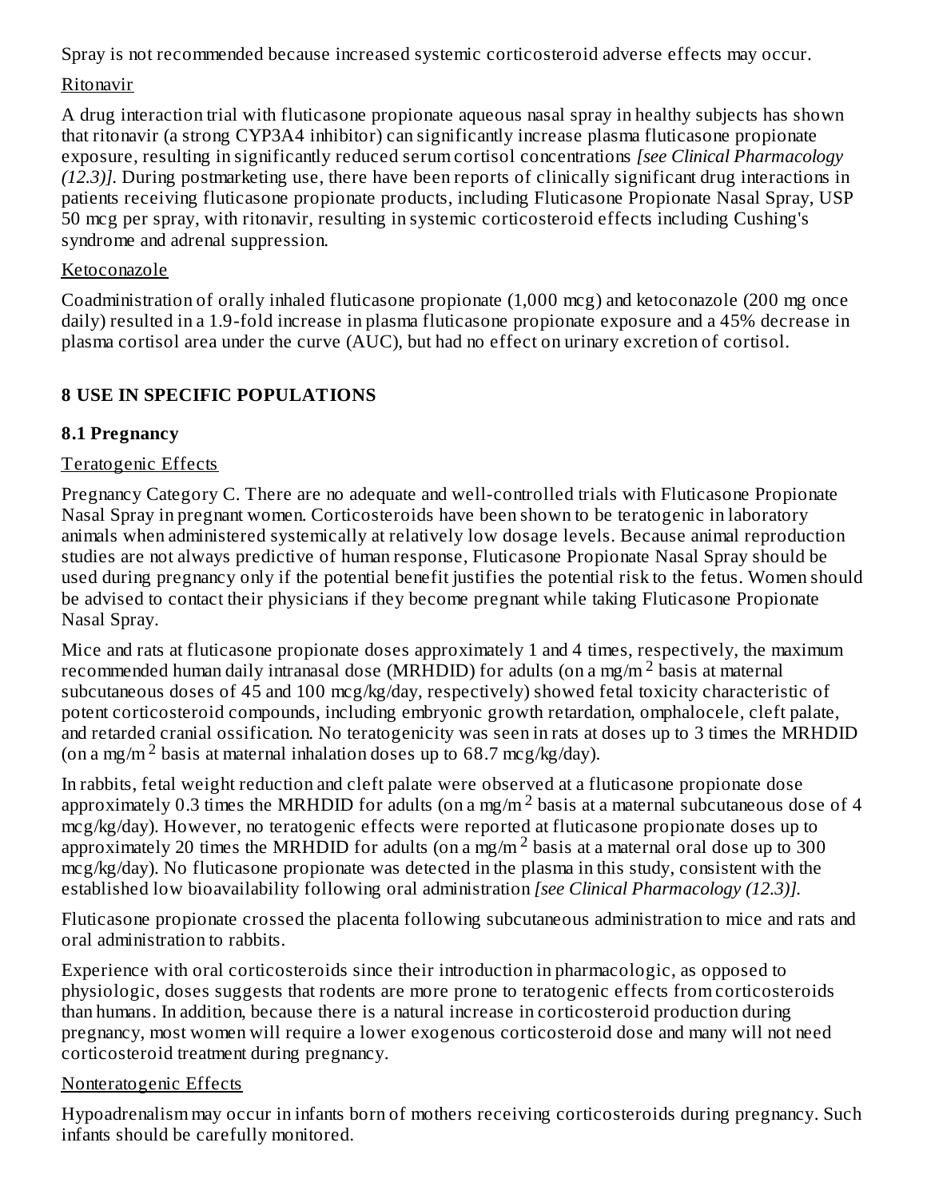Spray is not recommended because increased systemic corticosteroid adverse effects may occur.

Ritonavir

A drug interaction trial with fluticasone propionate aqueous nasal spray in healthy subjects has shown that ritonavir (a strong CYP3A4 inhibitor) can significantly increase plasma fluticasone propionate exposure, resulting in significantly reduced serum cortisol concentrations *[see Clinical Pharmacology (12.3)]*. During postmarketing use, there have been reports of clinically significant drug interactions in patients receiving fluticasone propionate products, including Fluticasone Propionate Nasal Spray, USP 50 mcg per spray, with ritonavir, resulting in systemic corticosteroid effects including Cushing's syndrome and adrenal suppression.

Ketoconazole

Coadministration of orally inhaled fluticasone propionate (1,000 mcg) and ketoconazole (200 mg once daily) resulted in a 1.9-fold increase in plasma fluticasone propionate exposure and a 45% decrease in plasma cortisol area under the curve (AUC), but had no effect on urinary excretion of cortisol.

## 8 USE IN SPECIFIC POPULATIONS

### 8.1 Pregnancy

Teratogenic Effects

Pregnancy Category C. There are no adequate and well-controlled trials with Fluticasone Propionate Nasal Spray in pregnant women. Corticosteroids have been shown to be teratogenic in laboratory animals when administered systemically at relatively low dosage levels. Because animal reproduction studies are not always predictive of human response, Fluticasone Propionate Nasal Spray should be used during pregnancy only if the potential benefit justifies the potential risk to the fetus. Women should be advised to contact their physicians if they become pregnant while taking Fluticasone Propionate Nasal Spray.

Mice and rats at fluticasone propionate doses approximately 1 and 4 times, respectively, the maximum recommended human daily intranasal dose (MRHDID) for adults (on a $mg/m^2$ basis at maternal subcutaneous doses of 45 and 100 mcg/kg/day, respectively) showed fetal toxicity characteristic of potent corticosteroid compounds, including embryonic growth retardation, omphalocele, cleft palate, and retarded cranial ossification. No teratogenicity was seen in rats at doses up to 3 times the MRHDID (on a $mg/m^2$ basis at maternal inhalation doses up to 68.7 mcg/kg/day).

In rabbits, fetal weight reduction and cleft palate were observed at a fluticasone propionate dose approximately 0.3 times the MRHDID for adults (on a $mg/m^2$ basis at a maternal subcutaneous dose of 4 mcg/kg/day). However, no teratogenic effects were reported at fluticasone propionate doses up to approximately 20 times the MRHDID for adults (on a $mg/m^2$ basis at a maternal oral dose up to 300 mcg/kg/day). No fluticasone propionate was detected in the plasma in this study, consistent with the established low bioavailability following oral administration *[see Clinical Pharmacology (12.3)]*.

Fluticasone propionate crossed the placenta following subcutaneous administration to mice and rats and oral administration to rabbits.

Experience with oral corticosteroids since their introduction in pharmacologic, as opposed to physiologic, doses suggests that rodents are more prone to teratogenic effects from corticosteroids than humans. In addition, because there is a natural increase in corticosteroid production during pregnancy, most women will require a lower exogenous corticosteroid dose and many will not need corticosteroid treatment during pregnancy.

Nonteratogenic Effects

Hypoadrenalism may occur in infants born of mothers receiving corticosteroids during pregnancy. Such infants should be carefully monitored.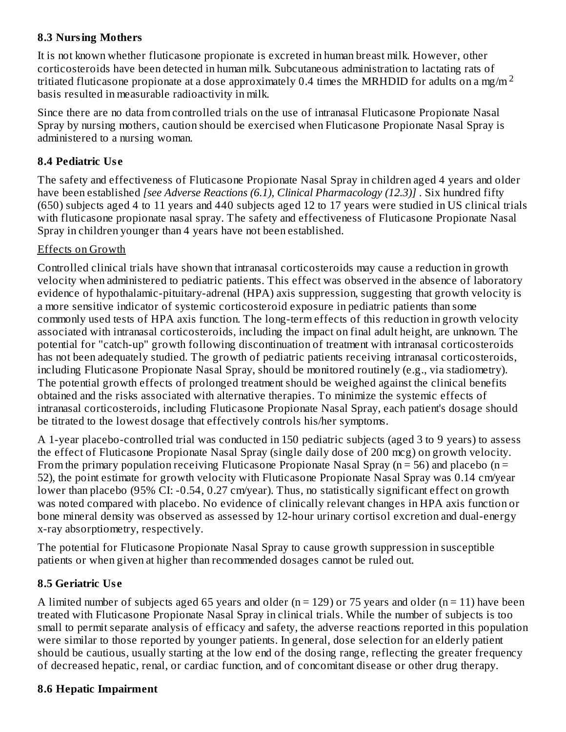### 8.3 Nursing Mothers

It is not known whether fluticasone propionate is excreted in human breast milk. However, other corticosteroids have been detected in human milk. Subcutaneous administration to lactating rats of tritiated fluticasone propionate at a dose approximately 0.4 times the MRHDID for adults on a mg/m$^2$ basis resulted in measurable radioactivity in milk.

Since there are no data from controlled trials on the use of intranasal Fluticasone Propionate Nasal Spray by nursing mothers, caution should be exercised when Fluticasone Propionate Nasal Spray is administered to a nursing woman.

### 8.4 Pediatric Use

The safety and effectiveness of Fluticasone Propionate Nasal Spray in children aged 4 years and older have been established *[see Adverse Reactions (6.1), Clinical Pharmacology (12.3)]* . Six hundred fifty (650) subjects aged 4 to 11 years and 440 subjects aged 12 to 17 years were studied in US clinical trials with fluticasone propionate nasal spray. The safety and effectiveness of Fluticasone Propionate Nasal Spray in children younger than 4 years have not been established.

Effects on Growth

Controlled clinical trials have shown that intranasal corticosteroids may cause a reduction in growth velocity when administered to pediatric patients. This effect was observed in the absence of laboratory evidence of hypothalamic-pituitary-adrenal (HPA) axis suppression, suggesting that growth velocity is a more sensitive indicator of systemic corticosteroid exposure in pediatric patients than some commonly used tests of HPA axis function. The long-term effects of this reduction in growth velocity associated with intranasal corticosteroids, including the impact on final adult height, are unknown. The potential for "catch-up" growth following discontinuation of treatment with intranasal corticosteroids has not been adequately studied. The growth of pediatric patients receiving intranasal corticosteroids, including Fluticasone Propionate Nasal Spray, should be monitored routinely (e.g., via stadiometry). The potential growth effects of prolonged treatment should be weighed against the clinical benefits obtained and the risks associated with alternative therapies. To minimize the systemic effects of intranasal corticosteroids, including Fluticasone Propionate Nasal Spray, each patient's dosage should be titrated to the lowest dosage that effectively controls his/her symptoms.

A 1-year placebo-controlled trial was conducted in 150 pediatric subjects (aged 3 to 9 years) to assess the effect of Fluticasone Propionate Nasal Spray (single daily dose of 200 mcg) on growth velocity. From the primary population receiving Fluticasone Propionate Nasal Spray ($n = 56$) and placebo ($n = 52$), the point estimate for growth velocity with Fluticasone Propionate Nasal Spray was 0.14 cm/year lower than placebo (95% CI: -0.54, 0.27 cm/year). Thus, no statistically significant effect on growth was noted compared with placebo. No evidence of clinically relevant changes in HPA axis function or bone mineral density was observed as assessed by 12-hour urinary cortisol excretion and dual-energy x-ray absorptiometry, respectively.

The potential for Fluticasone Propionate Nasal Spray to cause growth suppression in susceptible patients or when given at higher than recommended dosages cannot be ruled out.

### 8.5 Geriatric Use

A limited number of subjects aged 65 years and older ($n = 129$) or 75 years and older ($n = 11$) have been treated with Fluticasone Propionate Nasal Spray in clinical trials. While the number of subjects is too small to permit separate analysis of efficacy and safety, the adverse reactions reported in this population were similar to those reported by younger patients. In general, dose selection for an elderly patient should be cautious, usually starting at the low end of the dosing range, reflecting the greater frequency of decreased hepatic, renal, or cardiac function, and of concomitant disease or other drug therapy.

### 8.6 Hepatic Impairment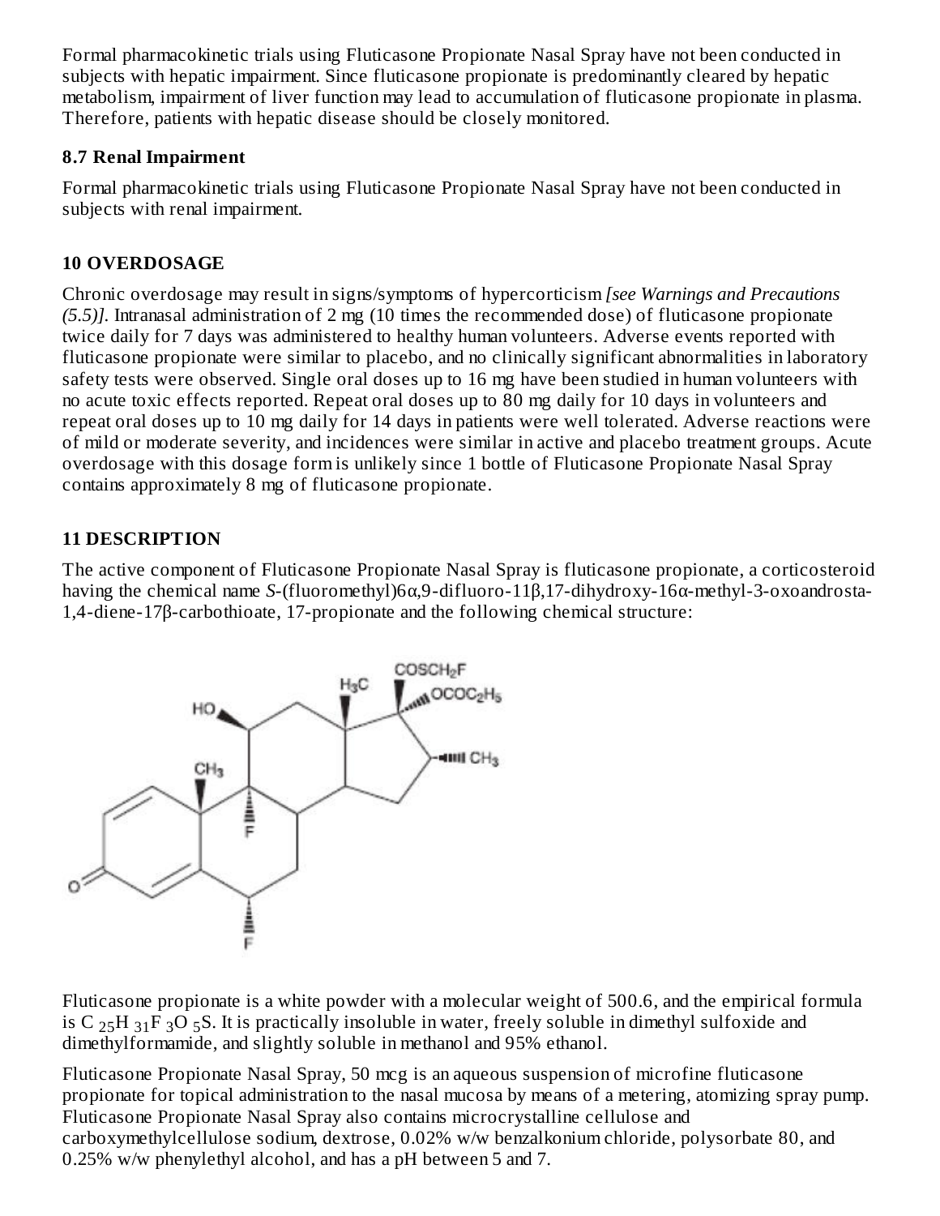Formal pharmacokinetic trials using Fluticasone Propionate Nasal Spray have not been conducted in subjects with hepatic impairment. Since fluticasone propionate is predominantly cleared by hepatic metabolism, impairment of liver function may lead to accumulation of fluticasone propionate in plasma. Therefore, patients with hepatic disease should be closely monitored.

### 8.7 Renal Impairment

Formal pharmacokinetic trials using Fluticasone Propionate Nasal Spray have not been conducted in subjects with renal impairment.

## 10 OVERDOSAGE

Chronic overdosage may result in signs/symptoms of hypercorticism *[see Warnings and Precautions (5.5)]*. Intranasal administration of 2 mg (10 times the recommended dose) of fluticasone propionate twice daily for 7 days was administered to healthy human volunteers. Adverse events reported with fluticasone propionate were similar to placebo, and no clinically significant abnormalities in laboratory safety tests were observed. Single oral doses up to 16 mg have been studied in human volunteers with no acute toxic effects reported. Repeat oral doses up to 80 mg daily for 10 days in volunteers and repeat oral doses up to 10 mg daily for 14 days in patients were well tolerated. Adverse reactions were of mild or moderate severity, and incidences were similar in active and placebo treatment groups. Acute overdosage with this dosage form is unlikely since 1 bottle of Fluticasone Propionate Nasal Spray contains approximately 8 mg of fluticasone propionate.

## 11 DESCRIPTION

The active component of Fluticasone Propionate Nasal Spray is fluticasone propionate, a corticosteroid having the chemical name *S*-(fluoromethyl)6α,9-difluoro-11β,17-dihydroxy-16α-methyl-3-oxoandrosta-1,4-diene-17β-carbothioate, 17-propionate and the following chemical structure:

Fluticasone propionate is a white powder with a molecular weight of 500.6, and the empirical formula is $C_{25}H_{31}F_{3}O_{5}S$. It is practically insoluble in water, freely soluble in dimethyl sulfoxide and dimethylformamide, and slightly soluble in methanol and 95% ethanol.

Fluticasone Propionate Nasal Spray, 50 mcg is an aqueous suspension of microfine fluticasone propionate for topical administration to the nasal mucosa by means of a metering, atomizing spray pump. Fluticasone Propionate Nasal Spray also contains microcrystalline cellulose and carboxymethylcellulose sodium, dextrose, 0.02% w/w benzalkonium chloride, polysorbate 80, and 0.25% w/w phenylethyl alcohol, and has a pH between 5 and 7.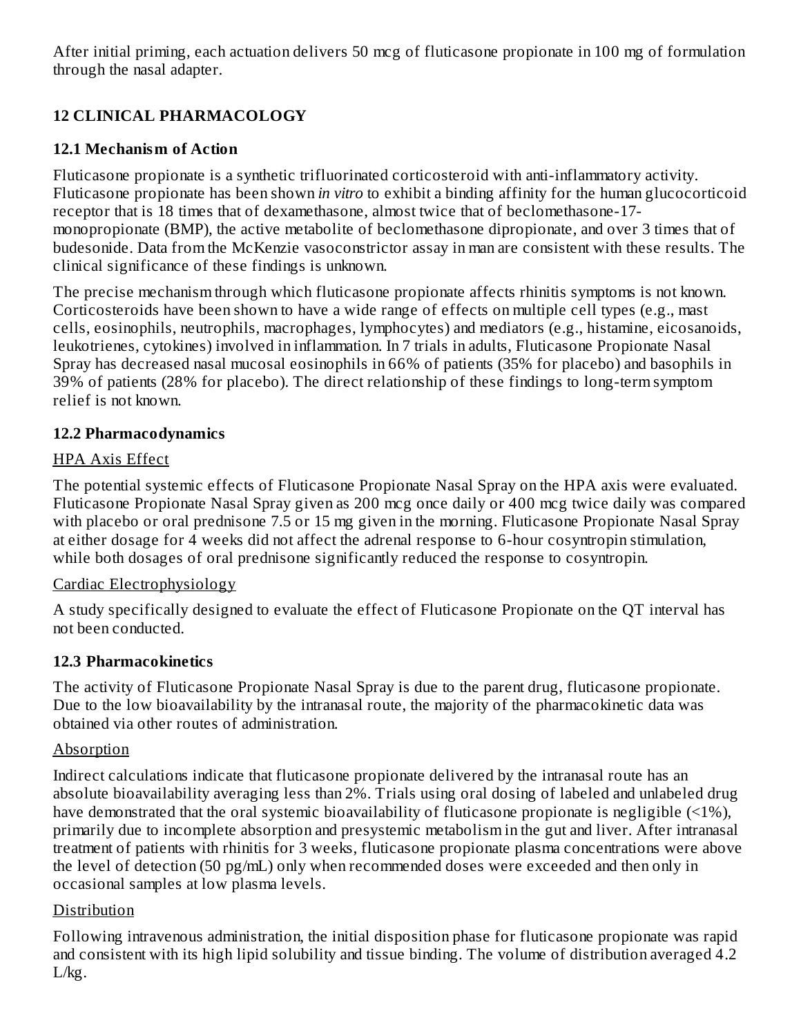After initial priming, each actuation delivers 50 mcg of fluticasone propionate in 100 mg of formulation through the nasal adapter.

## 12 CLINICAL PHARMACOLOGY

### 12.1 Mechanism of Action

Fluticasone propionate is a synthetic trifluorinated corticosteroid with anti-inflammatory activity. Fluticasone propionate has been shown *in vitro* to exhibit a binding affinity for the human glucocorticoid receptor that is 18 times that of dexamethasone, almost twice that of beclomethasone-17-monopropionate (BMP), the active metabolite of beclomethasone dipropionate, and over 3 times that of budesonide. Data from the McKenzie vasoconstrictor assay in man are consistent with these results. The clinical significance of these findings is unknown.

The precise mechanism through which fluticasone propionate affects rhinitis symptoms is not known. Corticosteroids have been shown to have a wide range of effects on multiple cell types (e.g., mast cells, eosinophils, neutrophils, macrophages, lymphocytes) and mediators (e.g., histamine, eicosanoids, leukotrienes, cytokines) involved in inflammation. In 7 trials in adults, Fluticasone Propionate Nasal Spray has decreased nasal mucosal eosinophils in 66% of patients (35% for placebo) and basophils in 39% of patients (28% for placebo). The direct relationship of these findings to long-term symptom relief is not known.

### 12.2 Pharmacodynamics

HPA Axis Effect

The potential systemic effects of Fluticasone Propionate Nasal Spray on the HPA axis were evaluated. Fluticasone Propionate Nasal Spray given as 200 mcg once daily or 400 mcg twice daily was compared with placebo or oral prednisone 7.5 or 15 mg given in the morning. Fluticasone Propionate Nasal Spray at either dosage for 4 weeks did not affect the adrenal response to 6-hour cosyntropin stimulation, while both dosages of oral prednisone significantly reduced the response to cosyntropin.

Cardiac Electrophysiology

A study specifically designed to evaluate the effect of Fluticasone Propionate on the QT interval has not been conducted.

### 12.3 Pharmacokinetics

The activity of Fluticasone Propionate Nasal Spray is due to the parent drug, fluticasone propionate. Due to the low bioavailability by the intranasal route, the majority of the pharmacokinetic data was obtained via other routes of administration.

Absorption

Indirect calculations indicate that fluticasone propionate delivered by the intranasal route has an absolute bioavailability averaging less than 2%. Trials using oral dosing of labeled and unlabeled drug have demonstrated that the oral systemic bioavailability of fluticasone propionate is negligible (<1%), primarily due to incomplete absorption and presystemic metabolism in the gut and liver. After intranasal treatment of patients with rhinitis for 3 weeks, fluticasone propionate plasma concentrations were above the level of detection (50 pg/mL) only when recommended doses were exceeded and then only in occasional samples at low plasma levels.

Distribution

Following intravenous administration, the initial disposition phase for fluticasone propionate was rapid and consistent with its high lipid solubility and tissue binding. The volume of distribution averaged 4.2 L/kg.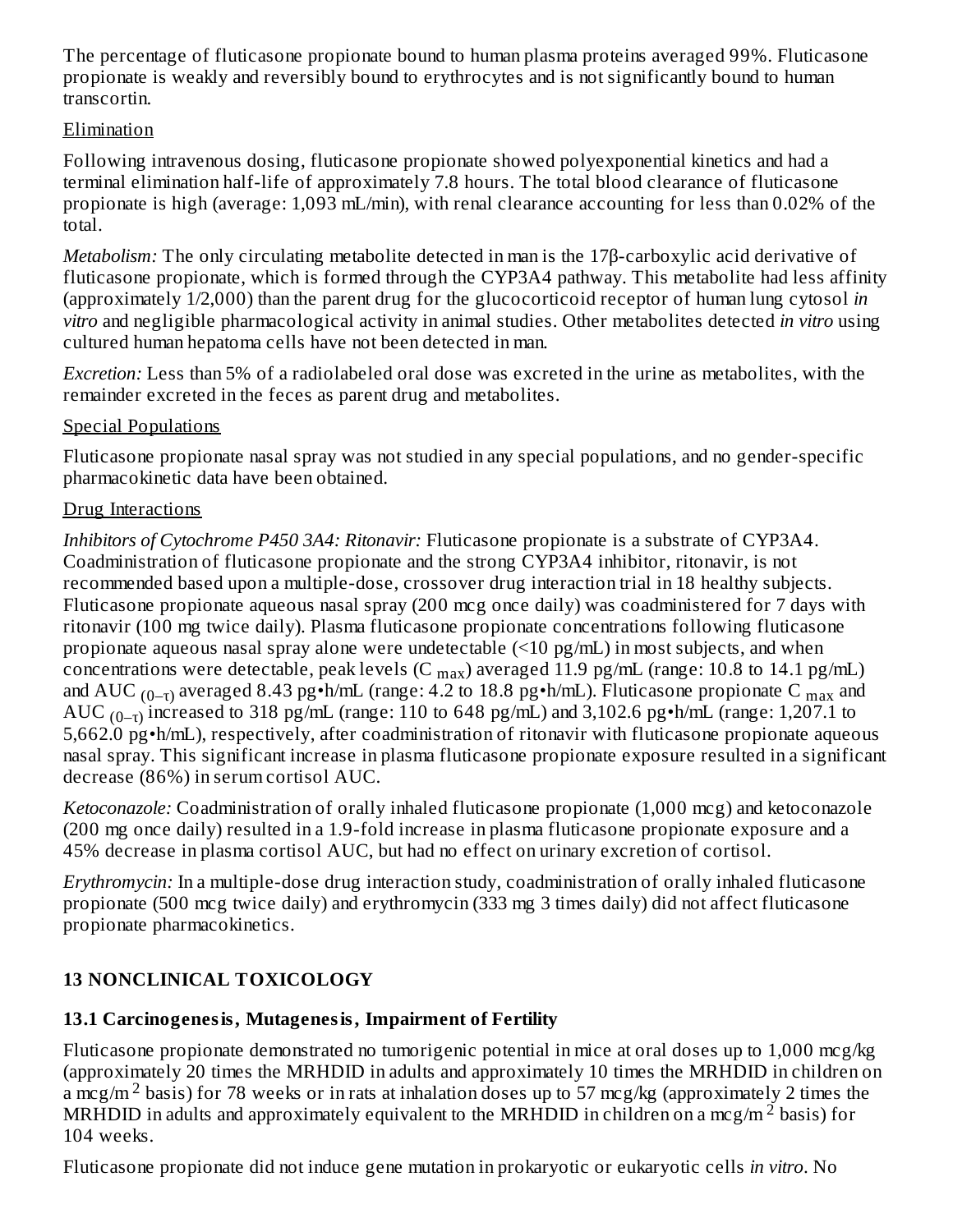The percentage of fluticasone propionate bound to human plasma proteins averaged 99%. Fluticasone propionate is weakly and reversibly bound to erythrocytes and is not significantly bound to human transcortin.

Elimination

Following intravenous dosing, fluticasone propionate showed polyexponential kinetics and had a terminal elimination half-life of approximately 7.8 hours. The total blood clearance of fluticasone propionate is high (average: 1,093 mL/min), with renal clearance accounting for less than 0.02% of the total.

*Metabolism:* The only circulating metabolite detected in man is the 17β-carboxylic acid derivative of fluticasone propionate, which is formed through the CYP3A4 pathway. This metabolite had less affinity (approximately 1/2,000) than the parent drug for the glucocorticoid receptor of human lung cytosol *in vitro* and negligible pharmacological activity in animal studies. Other metabolites detected *in vitro* using cultured human hepatoma cells have not been detected in man.

*Excretion:* Less than 5% of a radiolabeled oral dose was excreted in the urine as metabolites, with the remainder excreted in the feces as parent drug and metabolites.

Special Populations

Fluticasone propionate nasal spray was not studied in any special populations, and no gender-specific pharmacokinetic data have been obtained.

Drug Interactions

*Inhibitors of Cytochrome P450 3A4: Ritonavir:* Fluticasone propionate is a substrate of CYP3A4. Coadministration of fluticasone propionate and the strong CYP3A4 inhibitor, ritonavir, is not recommended based upon a multiple-dose, crossover drug interaction trial in 18 healthy subjects. Fluticasone propionate aqueous nasal spray (200 mcg once daily) was coadministered for 7 days with ritonavir (100 mg twice daily). Plasma fluticasone propionate concentrations following fluticasone propionate aqueous nasal spray alone were undetectable (<10 pg/mL) in most subjects, and when concentrations were detectable, peak levels ($C_{max}$) averaged 11.9 pg/mL (range: 10.8 to 14.1 pg/mL) and $AUC_{(0-\tau)}$ averaged 8.43 pg•h/mL (range: 4.2 to 18.8 pg•h/mL). Fluticasone propionate $C_{max}$ and $AUC_{(0-\tau)}$ increased to 318 pg/mL (range: 110 to 648 pg/mL) and 3,102.6 pg•h/mL (range: 1,207.1 to 5,662.0 pg•h/mL), respectively, after coadministration of ritonavir with fluticasone propionate aqueous nasal spray. This significant increase in plasma fluticasone propionate exposure resulted in a significant decrease (86%) in serum cortisol AUC.

*Ketoconazole:* Coadministration of orally inhaled fluticasone propionate (1,000 mcg) and ketoconazole (200 mg once daily) resulted in a 1.9-fold increase in plasma fluticasone propionate exposure and a 45% decrease in plasma cortisol AUC, but had no effect on urinary excretion of cortisol.

*Erythromycin:* In a multiple-dose drug interaction study, coadministration of orally inhaled fluticasone propionate (500 mcg twice daily) and erythromycin (333 mg 3 times daily) did not affect fluticasone propionate pharmacokinetics.

## 13 NONCLINICAL TOXICOLOGY

### 13.1 Carcinogenesis, Mutagenesis, Impairment of Fertility

Fluticasone propionate demonstrated no tumorigenic potential in mice at oral doses up to 1,000 mcg/kg (approximately 20 times the MRHDID in adults and approximately 10 times the MRHDID in children on a mcg/$m^2$ basis) for 78 weeks or in rats at inhalation doses up to 57 mcg/kg (approximately 2 times the MRHDID in adults and approximately equivalent to the MRHDID in children on a mcg/$m^2$ basis) for 104 weeks.

Fluticasone propionate did not induce gene mutation in prokaryotic or eukaryotic cells *in vitro*. No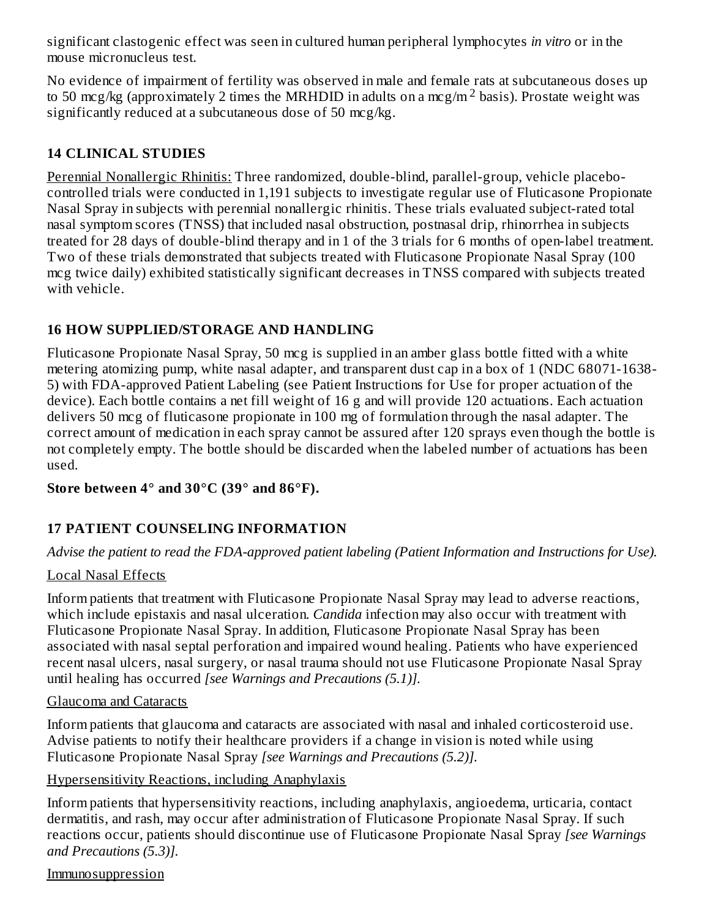significant clastogenic effect was seen in cultured human peripheral lymphocytes *in vitro* or in the mouse micronucleus test.

No evidence of impairment of fertility was observed in male and female rats at subcutaneous doses up to 50 mcg/kg (approximately 2 times the MRHDID in adults on a mcg/$m^2$ basis). Prostate weight was significantly reduced at a subcutaneous dose of 50 mcg/kg.

## 14 CLINICAL STUDIES

Perennial Nonallergic Rhinitis: Three randomized, double-blind, parallel-group, vehicle placebo-controlled trials were conducted in 1,191 subjects to investigate regular use of Fluticasone Propionate Nasal Spray in subjects with perennial nonallergic rhinitis. These trials evaluated subject-rated total nasal symptom scores (TNSS) that included nasal obstruction, postnasal drip, rhinorrhea in subjects treated for 28 days of double-blind therapy and in 1 of the 3 trials for 6 months of open-label treatment. Two of these trials demonstrated that subjects treated with Fluticasone Propionate Nasal Spray (100 mcg twice daily) exhibited statistically significant decreases in TNSS compared with subjects treated with vehicle.

## 16 HOW SUPPLIED/STORAGE AND HANDLING

Fluticasone Propionate Nasal Spray, 50 mcg is supplied in an amber glass bottle fitted with a white metering atomizing pump, white nasal adapter, and transparent dust cap in a box of 1 (NDC 68071-1638-5) with FDA-approved Patient Labeling (see Patient Instructions for Use for proper actuation of the device). Each bottle contains a net fill weight of 16 g and will provide 120 actuations. Each actuation delivers 50 mcg of fluticasone propionate in 100 mg of formulation through the nasal adapter. The correct amount of medication in each spray cannot be assured after 120 sprays even though the bottle is not completely empty. The bottle should be discarded when the labeled number of actuations has been used.

**Store between 4° and 30°C (39° and 86°F).**

## 17 PATIENT COUNSELING INFORMATION

*Advise the patient to read the FDA-approved patient labeling (Patient Information and Instructions for Use).*

Local Nasal Effects

Inform patients that treatment with Fluticasone Propionate Nasal Spray may lead to adverse reactions, which include epistaxis and nasal ulceration. *Candida* infection may also occur with treatment with Fluticasone Propionate Nasal Spray. In addition, Fluticasone Propionate Nasal Spray has been associated with nasal septal perforation and impaired wound healing. Patients who have experienced recent nasal ulcers, nasal surgery, or nasal trauma should not use Fluticasone Propionate Nasal Spray until healing has occurred *[see Warnings and Precautions (5.1)].*

Glaucoma and Cataracts

Inform patients that glaucoma and cataracts are associated with nasal and inhaled corticosteroid use. Advise patients to notify their healthcare providers if a change in vision is noted while using Fluticasone Propionate Nasal Spray *[see Warnings and Precautions (5.2)].*

Hypersensitivity Reactions, including Anaphylaxis

Inform patients that hypersensitivity reactions, including anaphylaxis, angioedema, urticaria, contact dermatitis, and rash, may occur after administration of Fluticasone Propionate Nasal Spray. If such reactions occur, patients should discontinue use of Fluticasone Propionate Nasal Spray *[see Warnings and Precautions (5.3)].*

Immunosuppression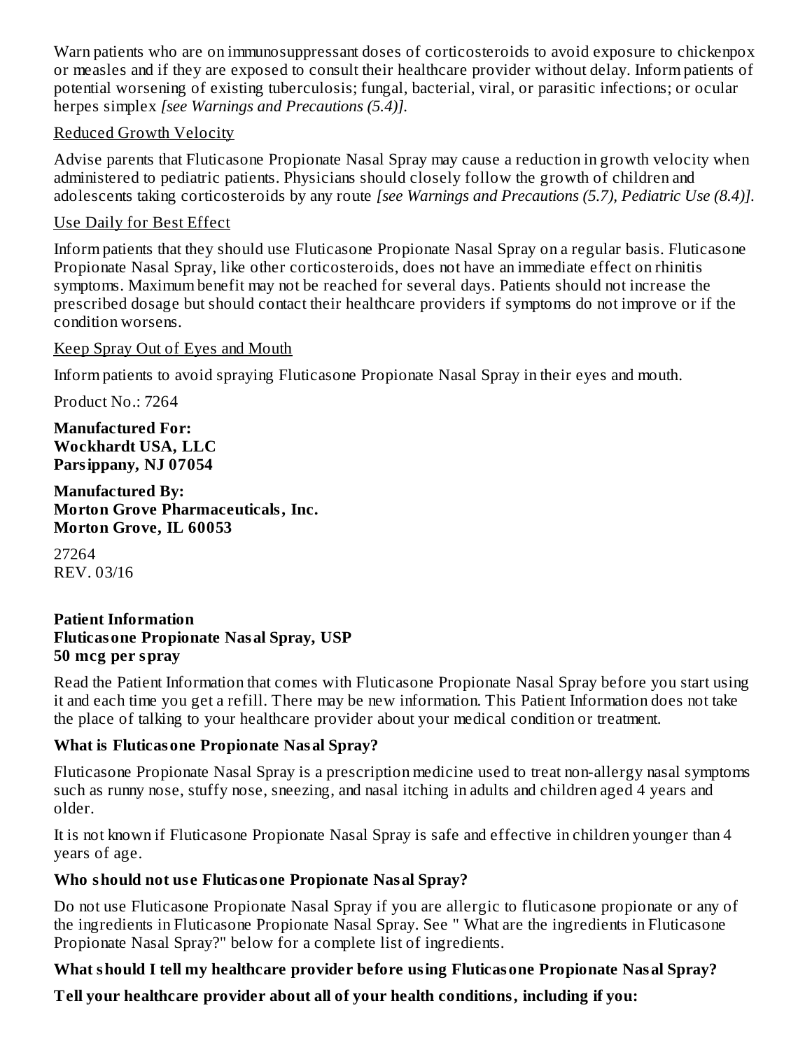Warn patients who are on immunosuppressant doses of corticosteroids to avoid exposure to chickenpox or measles and if they are exposed to consult their healthcare provider without delay. Inform patients of potential worsening of existing tuberculosis; fungal, bacterial, viral, or parasitic infections; or ocular herpes simplex *[see Warnings and Precautions (5.4)].*

Reduced Growth Velocity

Advise parents that Fluticasone Propionate Nasal Spray may cause a reduction in growth velocity when administered to pediatric patients. Physicians should closely follow the growth of children and adolescents taking corticosteroids by any route *[see Warnings and Precautions (5.7), Pediatric Use (8.4)].*

Use Daily for Best Effect

Inform patients that they should use Fluticasone Propionate Nasal Spray on a regular basis. Fluticasone Propionate Nasal Spray, like other corticosteroids, does not have an immediate effect on rhinitis symptoms. Maximum benefit may not be reached for several days. Patients should not increase the prescribed dosage but should contact their healthcare providers if symptoms do not improve or if the condition worsens.

Keep Spray Out of Eyes and Mouth

Inform patients to avoid spraying Fluticasone Propionate Nasal Spray in their eyes and mouth.

Product No.: 7264

**Manufactured For:**
**Wockhardt USA, LLC**
**Parsippany, NJ 07054**

**Manufactured By:**
**Morton Grove Pharmaceuticals, Inc.**
**Morton Grove, IL 60053**

27264
REV. 03/16

**Patient Information**
**Fluticasone Propionate Nasal Spray, USP**
**50 mcg per spray**

Read the Patient Information that comes with Fluticasone Propionate Nasal Spray before you start using it and each time you get a refill. There may be new information. This Patient Information does not take the place of talking to your healthcare provider about your medical condition or treatment.

**What is Fluticasone Propionate Nasal Spray?**

Fluticasone Propionate Nasal Spray is a prescription medicine used to treat non-allergy nasal symptoms such as runny nose, stuffy nose, sneezing, and nasal itching in adults and children aged 4 years and older.

It is not known if Fluticasone Propionate Nasal Spray is safe and effective in children younger than 4 years of age.

**Who should not use Fluticasone Propionate Nasal Spray?**

Do not use Fluticasone Propionate Nasal Spray if you are allergic to fluticasone propionate or any of the ingredients in Fluticasone Propionate Nasal Spray. See " What are the ingredients in Fluticasone Propionate Nasal Spray?" below for a complete list of ingredients.

**What should I tell my healthcare provider before using Fluticasone Propionate Nasal Spray?**

**Tell your healthcare provider about all of your health conditions, including if you:**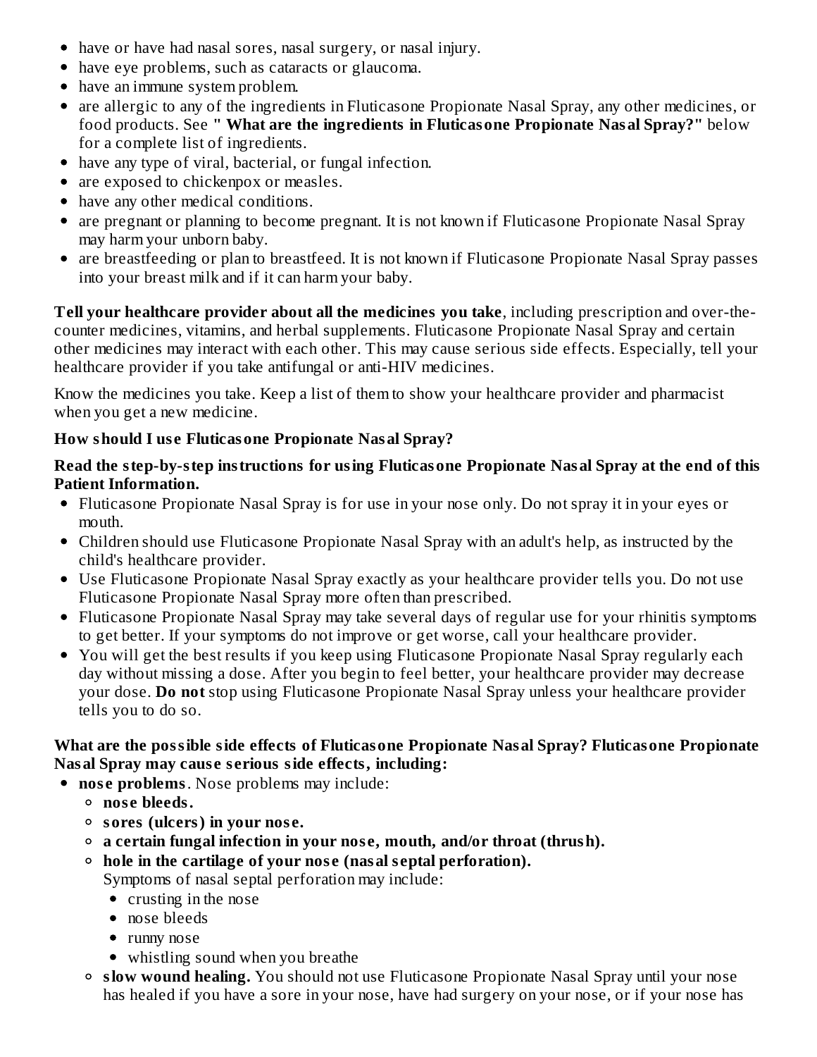- have or have had nasal sores, nasal surgery, or nasal injury.
- have eye problems, such as cataracts or glaucoma.
- have an immune system problem.
- are allergic to any of the ingredients in Fluticasone Propionate Nasal Spray, any other medicines, or food products. See **" What are the ingredients in Fluticasone Propionate Nasal Spray?"** below for a complete list of ingredients.
- have any type of viral, bacterial, or fungal infection.
- are exposed to chickenpox or measles.
- have any other medical conditions.
- are pregnant or planning to become pregnant. It is not known if Fluticasone Propionate Nasal Spray may harm your unborn baby.
- are breastfeeding or plan to breastfeed. It is not known if Fluticasone Propionate Nasal Spray passes into your breast milk and if it can harm your baby.

**Tell your healthcare provider about all the medicines you take**, including prescription and over-the-counter medicines, vitamins, and herbal supplements. Fluticasone Propionate Nasal Spray and certain other medicines may interact with each other. This may cause serious side effects. Especially, tell your healthcare provider if you take antifungal or anti-HIV medicines.

Know the medicines you take. Keep a list of them to show your healthcare provider and pharmacist when you get a new medicine.

**How should I use Fluticasone Propionate Nasal Spray?**

**Read the step-by-step instructions for using Fluticasone Propionate Nasal Spray at the end of this Patient Information.**

- Fluticasone Propionate Nasal Spray is for use in your nose only. Do not spray it in your eyes or mouth.
- Children should use Fluticasone Propionate Nasal Spray with an adult's help, as instructed by the child's healthcare provider.
- Use Fluticasone Propionate Nasal Spray exactly as your healthcare provider tells you. Do not use Fluticasone Propionate Nasal Spray more often than prescribed.
- Fluticasone Propionate Nasal Spray may take several days of regular use for your rhinitis symptoms to get better. If your symptoms do not improve or get worse, call your healthcare provider.
- You will get the best results if you keep using Fluticasone Propionate Nasal Spray regularly each day without missing a dose. After you begin to feel better, your healthcare provider may decrease your dose. **Do not** stop using Fluticasone Propionate Nasal Spray unless your healthcare provider tells you to do so.

**What are the possible side effects of Fluticasone Propionate Nasal Spray? Fluticasone Propionate Nasal Spray may cause serious side effects, including:**

- **nose problems**. Nose problems may include:
  - **nose bleeds.**
  - **sores (ulcers) in your nose.**
  - **a certain fungal infection in your nose, mouth, and/or throat (thrush).**
  - **hole in the cartilage of your nose (nasal septal perforation).** Symptoms of nasal septal perforation may include:
    - crusting in the nose
    - nose bleeds
    - runny nose
    - whistling sound when you breathe
  - **slow wound healing.** You should not use Fluticasone Propionate Nasal Spray until your nose has healed if you have a sore in your nose, have had surgery on your nose, or if your nose has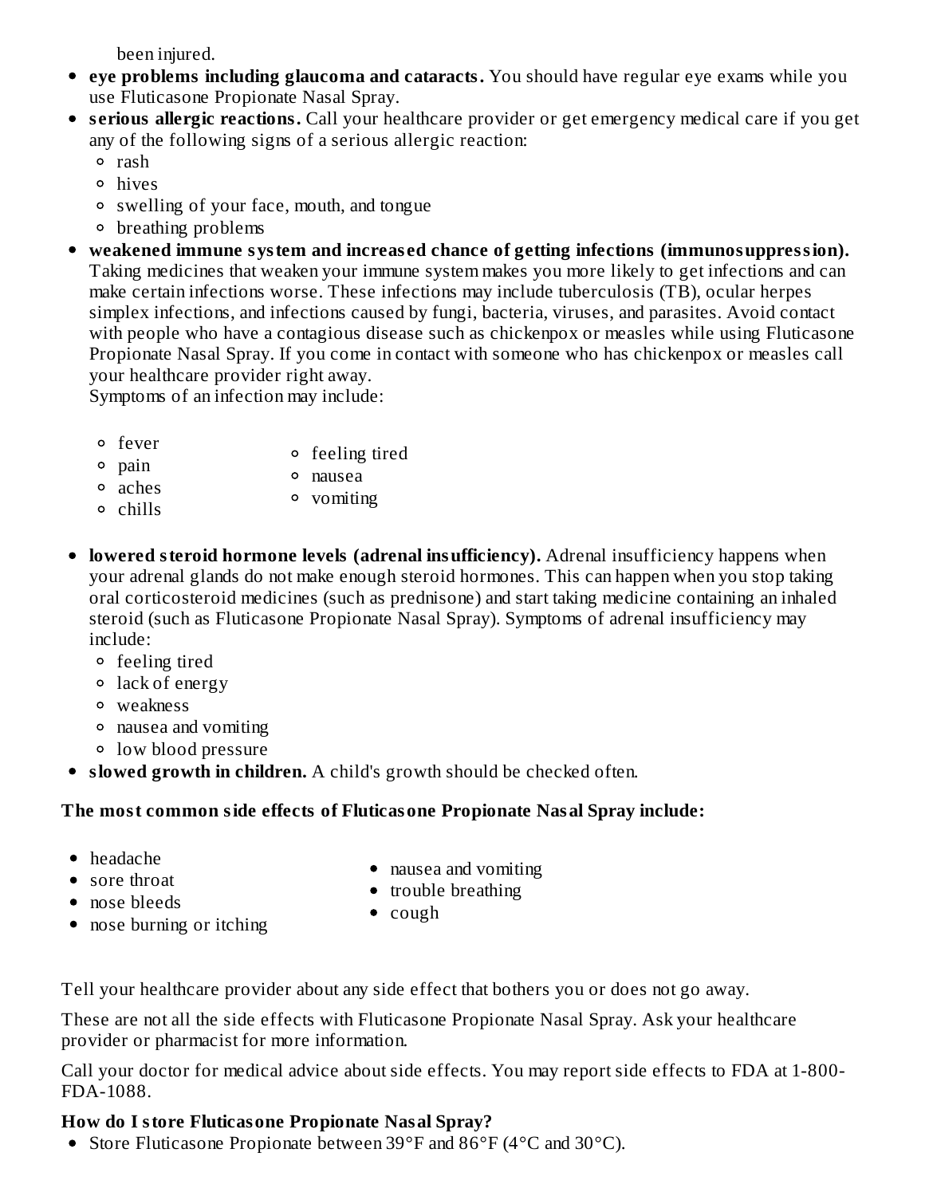been injured.

- **eye problems including glaucoma and cataracts.** You should have regular eye exams while you use Fluticasone Propionate Nasal Spray.
- **serious allergic reactions.** Call your healthcare provider or get emergency medical care if you get any of the following signs of a serious allergic reaction:
    - rash
    - hives
    - swelling of your face, mouth, and tongue
    - breathing problems
- **weakened immune system and increased chance of getting infections (immunosuppression).** Taking medicines that weaken your immune system makes you more likely to get infections and can make certain infections worse. These infections may include tuberculosis (TB), ocular herpes simplex infections, and infections caused by fungi, bacteria, viruses, and parasites. Avoid contact with people who have a contagious disease such as chickenpox or measles while using Fluticasone Propionate Nasal Spray. If you come in contact with someone who has chickenpox or measles call your healthcare provider right away.
  Symptoms of an infection may include:
    - fever
    - pain
    - aches
    - chills
    - feeling tired
    - nausea
    - vomiting
- **lowered steroid hormone levels (adrenal insufficiency).** Adrenal insufficiency happens when your adrenal glands do not make enough steroid hormones. This can happen when you stop taking oral corticosteroid medicines (such as prednisone) and start taking medicine containing an inhaled steroid (such as Fluticasone Propionate Nasal Spray). Symptoms of adrenal insufficiency may include:
    - feeling tired
    - lack of energy
    - weakness
    - nausea and vomiting
    - low blood pressure
- **slowed growth in children.** A child's growth should be checked often.

**The most common side effects of Fluticasone Propionate Nasal Spray include:**

- headache
- sore throat
- nose bleeds
- nose burning or itching
- nausea and vomiting
- trouble breathing
- cough

Tell your healthcare provider about any side effect that bothers you or does not go away.

These are not all the side effects with Fluticasone Propionate Nasal Spray. Ask your healthcare provider or pharmacist for more information.

Call your doctor for medical advice about side effects. You may report side effects to FDA at 1-800-FDA-1088.

**How do I store Fluticasone Propionate Nasal Spray?**

- Store Fluticasone Propionate between 39°F and 86°F (4°C and 30°C).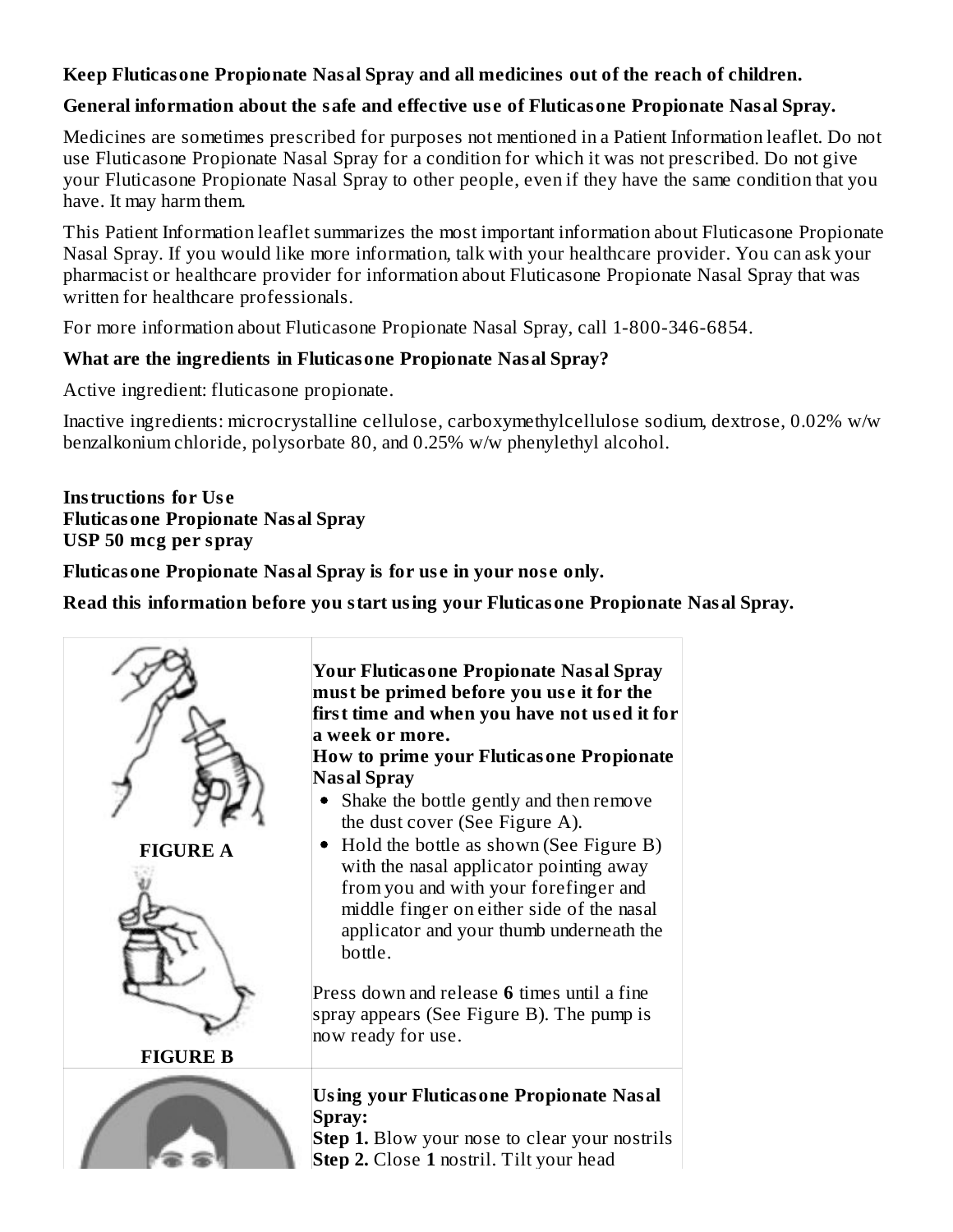**Keep Fluticasone Propionate Nasal Spray and all medicines out of the reach of children.**

**General information about the safe and effective use of Fluticasone Propionate Nasal Spray.**

Medicines are sometimes prescribed for purposes not mentioned in a Patient Information leaflet. Do not use Fluticasone Propionate Nasal Spray for a condition for which it was not prescribed. Do not give your Fluticasone Propionate Nasal Spray to other people, even if they have the same condition that you have. It may harm them.

This Patient Information leaflet summarizes the most important information about Fluticasone Propionate Nasal Spray. If you would like more information, talk with your healthcare provider. You can ask your pharmacist or healthcare provider for information about Fluticasone Propionate Nasal Spray that was written for healthcare professionals.

For more information about Fluticasone Propionate Nasal Spray, call 1-800-346-6854.

**What are the ingredients in Fluticasone Propionate Nasal Spray?**

Active ingredient: fluticasone propionate.

Inactive ingredients: microcrystalline cellulose, carboxymethylcellulose sodium, dextrose, 0.02% w/w benzalkonium chloride, polysorbate 80, and 0.25% w/w phenylethyl alcohol.

**Instructions for Use**
**Fluticasone Propionate Nasal Spray**
**USP 50 mcg per spray**

**Fluticasone Propionate Nasal Spray is for use in your nose only.**

**Read this information before you start using your Fluticasone Propionate Nasal Spray.**

| | |
|---|---|
| FIGURE A<br><br>FIGURE B | **Your Fluticasone Propionate Nasal Spray must be primed before you use it for the first time and when you have not used it for a week or more.**<br>**How to prime your Fluticasone Propionate Nasal Spray**<br>• Shake the bottle gently and then remove the dust cover (See Figure A).<br>• Hold the bottle as shown (See Figure B) with the nasal applicator pointing away from you and with your forefinger and middle finger on either side of the nasal applicator and your thumb underneath the bottle.<br><br>Press down and release **6** times until a fine spray appears (See Figure B). The pump is now ready for use. |
| | **Using your Fluticasone Propionate Nasal Spray:**<br>**Step 1.** Blow your nose to clear your nostrils<br>**Step 2.** Close **1** nostril. Tilt your head |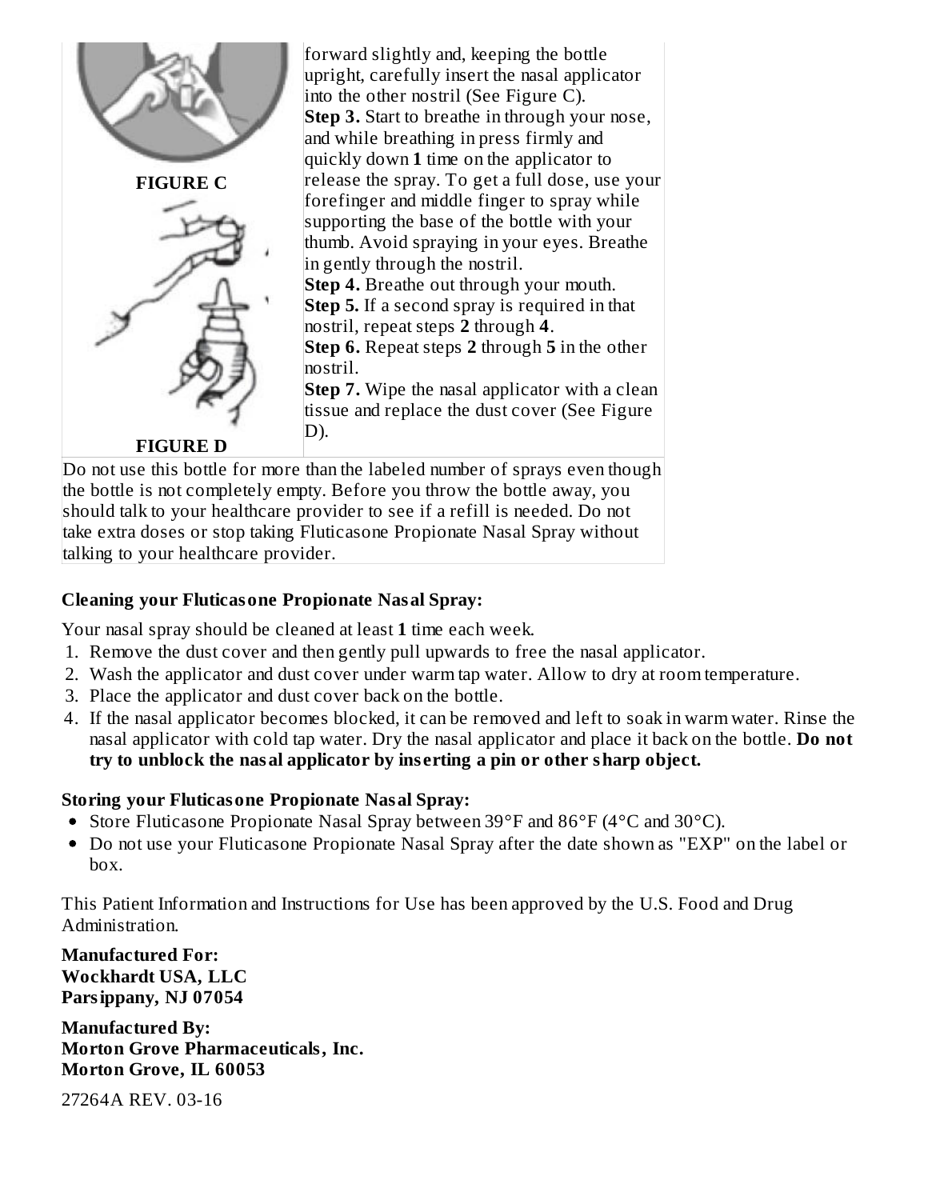FIGURE C

forward slightly and, keeping the bottle upright, carefully insert the nasal applicator into the other nostril (See Figure C).

**Step 3.** Start to breathe in through your nose, and while breathing in press firmly and quickly down **1** time on the applicator to release the spray. To get a full dose, use your forefinger and middle finger to spray while supporting the base of the bottle with your thumb. Avoid spraying in your eyes. Breathe in gently through the nostril.

**Step 4.** Breathe out through your mouth.

**Step 5.** If a second spray is required in that nostril, repeat steps **2** through **4**.

**Step 6.** Repeat steps **2** through **5** in the other nostril.

**Step 7.** Wipe the nasal applicator with a clean tissue and replace the dust cover (See Figure D).

FIGURE D

Do not use this bottle for more than the labeled number of sprays even though the bottle is not completely empty. Before you throw the bottle away, you should talk to your healthcare provider to see if a refill is needed. Do not take extra doses or stop taking Fluticasone Propionate Nasal Spray without talking to your healthcare provider.

**Cleaning your Fluticasone Propionate Nasal Spray:**

Your nasal spray should be cleaned at least **1** time each week.

1. Remove the dust cover and then gently pull upwards to free the nasal applicator.
2. Wash the applicator and dust cover under warm tap water. Allow to dry at room temperature.
3. Place the applicator and dust cover back on the bottle.
4. If the nasal applicator becomes blocked, it can be removed and left to soak in warm water. Rinse the nasal applicator with cold tap water. Dry the nasal applicator and place it back on the bottle. **Do not try to unblock the nasal applicator by inserting a pin or other sharp object.**

**Storing your Fluticasone Propionate Nasal Spray:**

- Store Fluticasone Propionate Nasal Spray between 39°F and 86°F (4°C and 30°C).
- Do not use your Fluticasone Propionate Nasal Spray after the date shown as "EXP" on the label or box.

This Patient Information and Instructions for Use has been approved by the U.S. Food and Drug Administration.

**Manufactured For:**
**Wockhardt USA, LLC**
**Parsippany, NJ 07054**

**Manufactured By:**
**Morton Grove Pharmaceuticals, Inc.**
**Morton Grove, IL 60053**

27264A REV. 03-16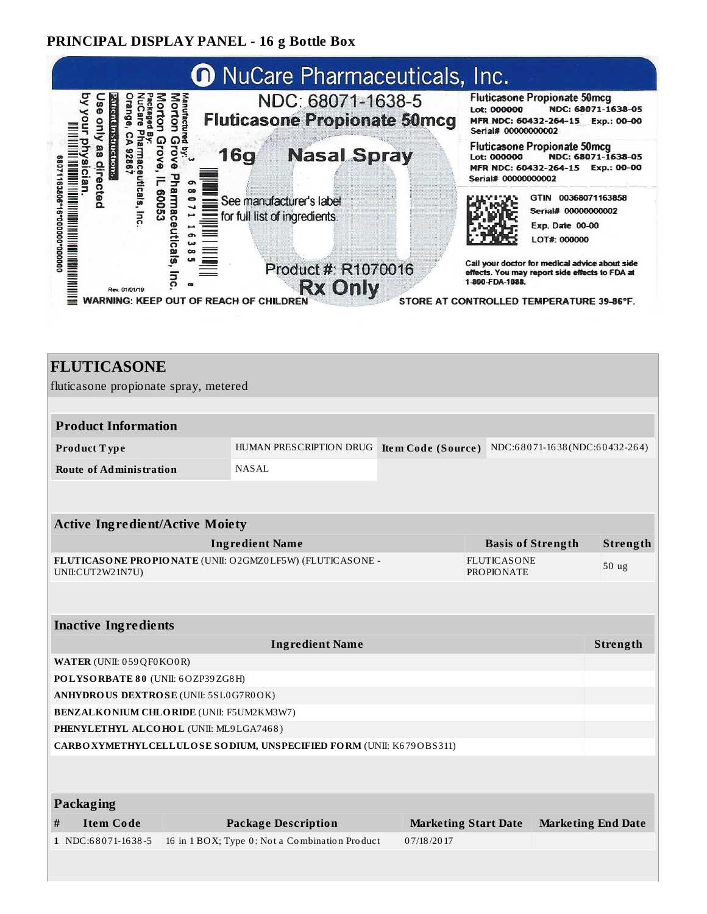## PRINCIPAL DISPLAY PANEL - 16 g Bottle Box

NuCare Pharmaceuticals, Inc.

NDC: 68071-1638-5

Fluticasone Propionate 50mcg

16g Nasal Spray

See manufacturer's label for full list of ingredients.

Product #: R1070016

Rx Only

Manufactured by:
Morton Grove Pharmaceuticals, Inc.
Morton Grove, IL 60053

Packaged By:
NuCare Pharmaceuticals, Inc.
Orange, CA 92867

Patient Instructions:
Use only as directed by your physician.

Rev. 01/01/19

WARNING: KEEP OUT OF REACH OF CHILDREN

Fluticasone Propionate 50mcg
Lot: 000000 NDC: 68071-1638-05
MFR NDC: 60432-264-15 Exp.: 00-00
Serial# 00000000002

Fluticasone Propionate 50mcg
Lot: 000000 NDC: 68071-1638-05
MFR NDC: 60432-264-15 Exp.: 00-00
Serial# 00000000002

GTIN 00368071163858
Serial# 00000000002
Exp. Date 00-00
LOT#: 000000

Call your doctor for medical advice about side effects. You may report side effects to FDA at 1-800-FDA-1088.

STORE AT CONTROLLED TEMPERATURE 39–86°F.

## FLUTICASONE

fluticasone propionate spray, metered

| Product Information | | | |
|---|---|---|---|
| Product Type | HUMAN PRESCRIPTION DRUG | Item Code (Source) | NDC:68071-1638(NDC:60432-264) |
| Route of Administration | NASAL | | |

| Active Ingredient/Active Moiety | | |
|---|---|---|
| Ingredient Name | Basis of Strength | Strength |
| FLUTICASONE PROPIONATE (UNII: O2GMZ0LF5W) (FLUTICASONE - UNII:CUT2W21N7U) | FLUTICASONE PROPIONATE | 50 ug |

| Inactive Ingredients | |
|---|---|
| Ingredient Name | Strength |
| WATER (UNII: 059QF0KO0R) | |
| POLYSORBATE 80 (UNII: 6OZP39ZG8H) | |
| ANHYDROUS DEXTROSE (UNII: 5SL0G7R0OK) | |
| BENZALKONIUM CHLORIDE (UNII: F5UM2KM3W7) | |
| PHENYLETHYL ALCOHOL (UNII: ML9LGA7468) | |
| CARBOXYMETHYLCELLULOSE SODIUM, UNSPECIFIED FORM (UNII: K679OBS311) | |

| Packaging | | | | |
|---|---|---|---|---|
| # | Item Code | Package Description | Marketing Start Date | Marketing End Date |
| 1 | NDC:68071-1638-5 | 16 in 1 BOX; Type 0: Not a Combination Product | 07/18/2017 | |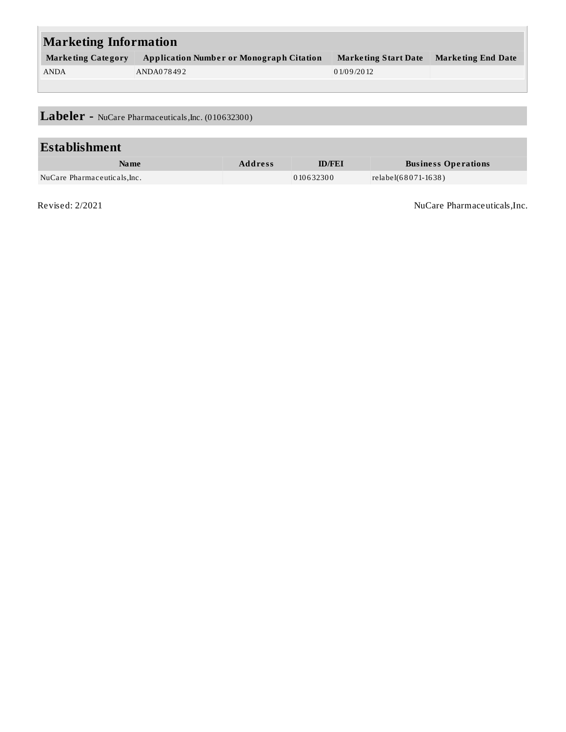## Marketing Information

| Marketing Category | Application Number or Monograph Citation | Marketing Start Date | Marketing End Date |
|---|---|---|---|
| ANDA | ANDA078492 | 01/09/2012 | |

## Labeler - NuCare Pharmaceuticals,Inc. (010632300)

## Establishment

| Name | Address | ID/FEI | Business Operations |
|---|---|---|---|
| NuCare Pharmaceuticals,Inc. | | 010632300 | relabel(68071-1638) |

Revised: 2/2021

NuCare Pharmaceuticals,Inc.